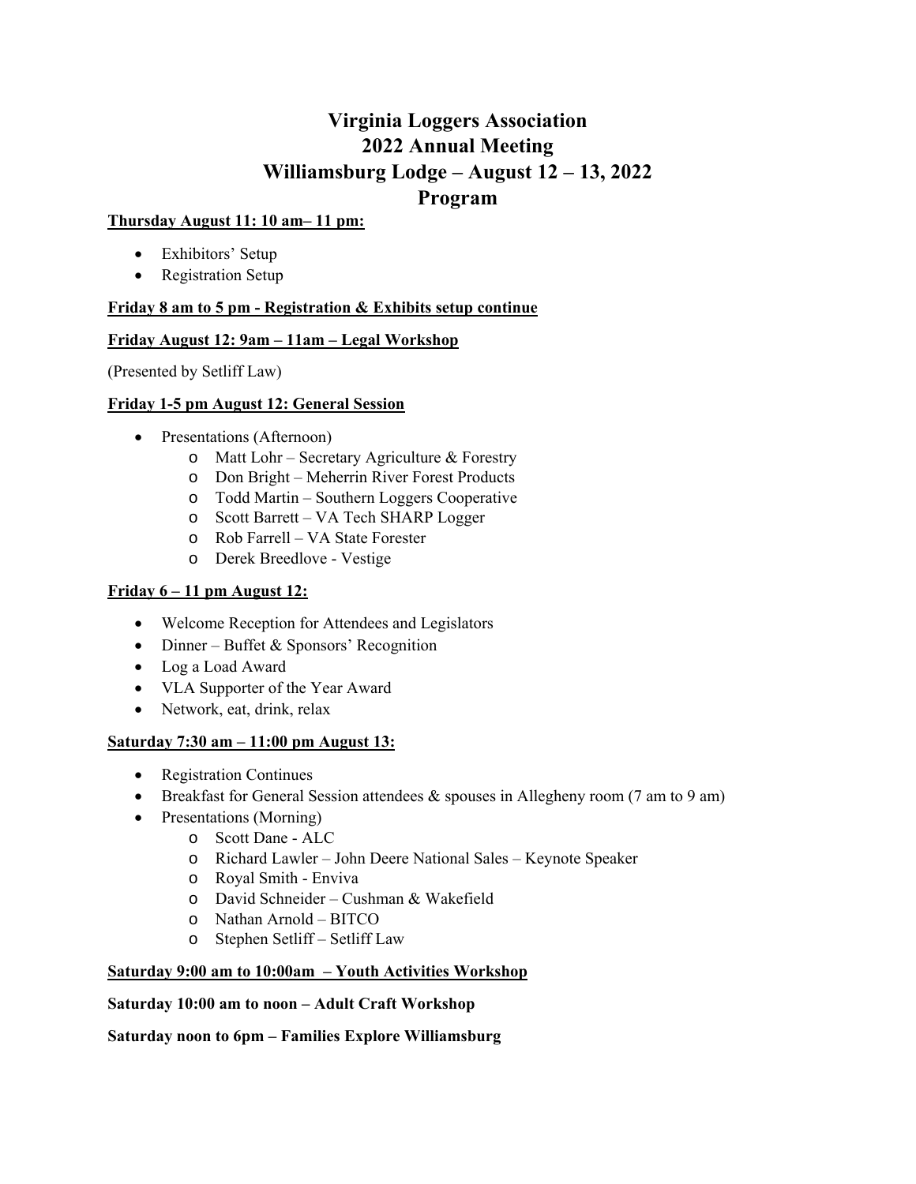# Virginia Loggers Association
# 2022 Annual Meeting
# Williamsburg Lodge – August 12 – 13, 2022
# Program

**<u>Thursday August 11: 10 am– 11 pm:</u>**

- Exhibitors' Setup
- Registration Setup

**<u>Friday 8 am to 5 pm - Registration & Exhibits setup continue</u>**

**<u>Friday August 12: 9am – 11am – Legal Workshop</u>**

(Presented by Setliff Law)

**<u>Friday 1-5 pm August 12: General Session</u>**

- Presentations (Afternoon)
  - Matt Lohr – Secretary Agriculture & Forestry
  - Don Bright – Meherrin River Forest Products
  - Todd Martin – Southern Loggers Cooperative
  - Scott Barrett – VA Tech SHARP Logger
  - Rob Farrell – VA State Forester
  - Derek Breedlove - Vestige

**<u>Friday 6 – 11 pm August 12:</u>**

- Welcome Reception for Attendees and Legislators
- Dinner – Buffet & Sponsors' Recognition
- Log a Load Award
- VLA Supporter of the Year Award
- Network, eat, drink, relax

**<u>Saturday 7:30 am – 11:00 pm August 13:</u>**

- Registration Continues
- Breakfast for General Session attendees & spouses in Allegheny room (7 am to 9 am)
- Presentations (Morning)
  - Scott Dane - ALC
  - Richard Lawler – John Deere National Sales – Keynote Speaker
  - Royal Smith - Enviva
  - David Schneider – Cushman & Wakefield
  - Nathan Arnold – BITCO
  - Stephen Setliff – Setliff Law

**<u>Saturday 9:00 am to 10:00am – Youth Activities Workshop</u>**

**Saturday 10:00 am to noon – Adult Craft Workshop**

**Saturday noon to 6pm – Families Explore Williamsburg**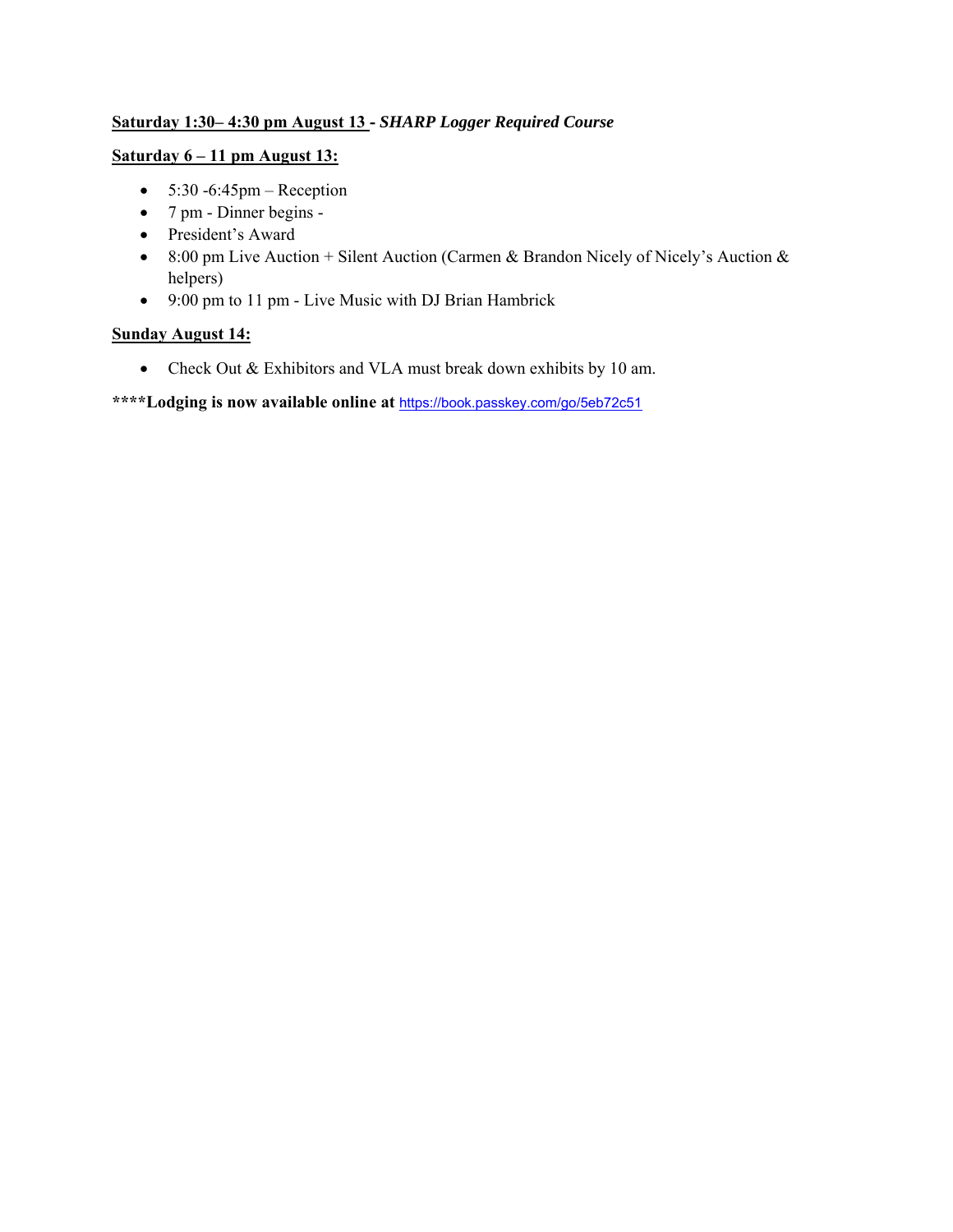**<u>Saturday 1:30– 4:30 pm August 13</u> - *SHARP Logger Required Course***

**<u>Saturday 6 – 11 pm August 13:</u>**

- 5:30 -6:45pm – Reception
- 7 pm - Dinner begins -
- President's Award
- 8:00 pm Live Auction + Silent Auction (Carmen & Brandon Nicely of Nicely's Auction & helpers)
- 9:00 pm to 11 pm - Live Music with DJ Brian Hambrick

**<u>Sunday August 14:</u>**

- Check Out & Exhibitors and VLA must break down exhibits by 10 am.

**\*\*\*\*Lodging is now available online at** https://book.passkey.com/go/5eb72c51